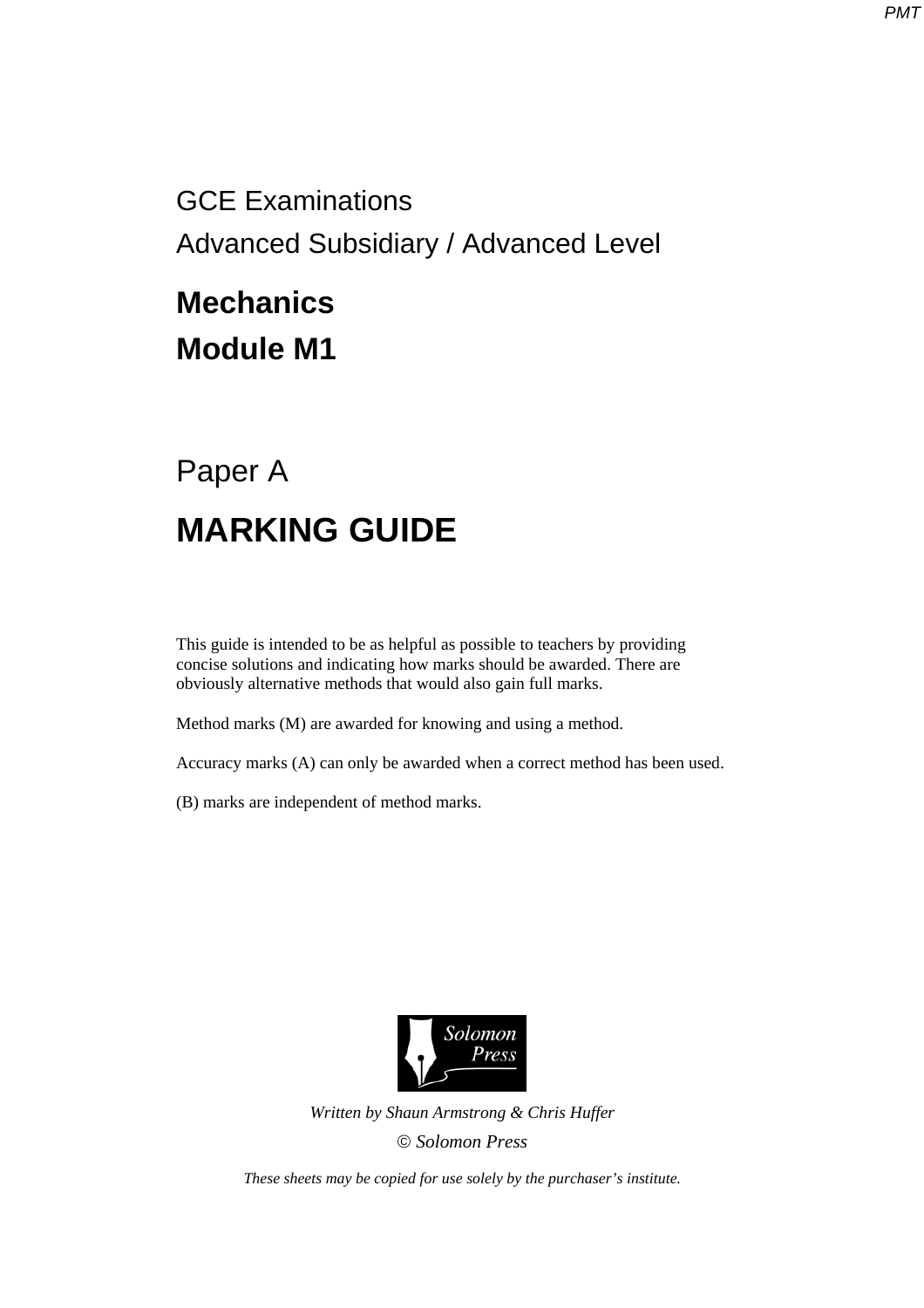GCE Examinations

Advanced Subsidiary / Advanced Level

# Mechanics
# Module M1

## Paper A

# MARKING GUIDE

This guide is intended to be as helpful as possible to teachers by providing concise solutions and indicating how marks should be awarded. There are obviously alternative methods that would also gain full marks.

Method marks (M) are awarded for knowing and using a method.

Accuracy marks (A) can only be awarded when a correct method has been used.

(B) marks are independent of method marks.

Solomon Press

*Written by Shaun Armstrong & Chris Huffer*

© *Solomon Press*

*These sheets may be copied for use solely by the purchaser's institute.*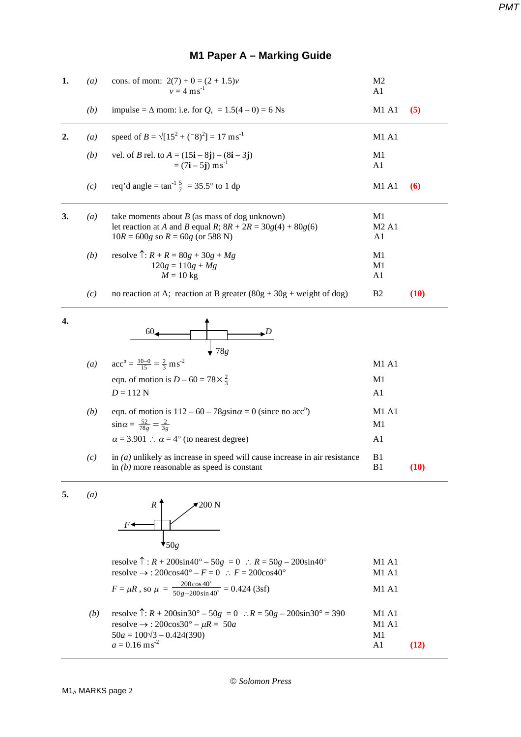# M1 Paper A – Marking Guide

| | | | | |
|---|---|---|---|---|
| **1.** | *(a)* | cons. of mom: $2(7) + 0 = (2 + 1.5)v$ <br> $v = 4 \text{ ms}^{-1}$ | M2 <br> A1 | |
| | *(b)* | impulse = $\Delta$ mom: i.e. for $Q$, $= 1.5(4 - 0) = 6$ Ns | M1 A1 | **(5)** |
| **2.** | *(a)* | speed of $B = \sqrt{[15^2 + (^-8)^2]} = 17 \text{ ms}^{-1}$ | M1 A1 | |
| | *(b)* | vel. of $B$ rel. to $A = (15\mathbf{i} - 8\mathbf{j}) - (8\mathbf{i} - 3\mathbf{j})$ <br> $= (7\mathbf{i} - 5\mathbf{j}) \text{ ms}^{-1}$ | M1 <br> A1 | |
| | *(c)* | req'd angle = $\tan^{-1}\frac{5}{7}$ = 35.5° to 1 dp | M1 A1 | **(6)** |
| **3.** | *(a)* | take moments about $B$ (as mass of dog unknown) <br> let reaction at $A$ and $B$ equal $R$; $8R + 2R = 30g(4) + 80g(6)$ <br> $10R = 600g$ so $R = 60g$ (or 588 N) | M1 <br> M2 A1 <br> A1 | |
| | *(b)* | resolve ↑: $R + R = 80g + 30g + Mg$ <br> $120g = 110g + Mg$ <br> $M = 10$ kg | M1 <br> M1 <br> A1 | |
| | *(c)* | no reaction at A; reaction at B greater (80g + 30g + weight of dog) | B2 | **(10)** |
| **4.** | | [Diagram: block with forces 60 (left), $D$ (right), upward reaction, $78g$ downward] | | |
| | *(a)* | acc$^n$ = $\frac{10-0}{15} = \frac{2}{3} \text{ ms}^{-2}$ | M1 A1 | |
| | | eqn. of motion is $D - 60 = 78 \times \frac{2}{3}$ | M1 | |
| | | $D = 112$ N | A1 | |
| | *(b)* | eqn. of motion is $112 - 60 - 78g\sin\alpha = 0$ (since no acc$^n$) | M1 A1 | |
| | | $\sin\alpha = \frac{52}{78g} = \frac{2}{3g}$ | M1 | |
| | | $\alpha = 3.901 \therefore \alpha = 4°$ (to nearest degree) | A1 | |
| | *(c)* | in *(a)* unlikely as increase in speed will cause increase in air resistance <br> in *(b)* more reasonable as speed is constant | B1 <br> B1 | **(10)** |
| **5.** | *(a)* | [Diagram: block with $R$ upward, 200 N at angle, $F$ to left, $50g$ downward] | | |
| | | resolve ↑ : $R + 200\sin40° - 50g = 0 \therefore R = 50g - 200\sin40°$ <br> resolve → : $200\cos40° - F = 0 \therefore F = 200\cos40°$ | M1 A1 <br> M1 A1 | |
| | | $F = \mu R$, so $\mu = \frac{200\cos 40°}{50g - 200\sin 40°} = 0.424$ (3sf) | M1 A1 | |
| | *(b)* | resolve ↑: $R + 200\sin30° - 50g = 0 \therefore R = 50g - 200\sin30° = 390$ <br> resolve → : $200\cos30° - \mu R = 50a$ <br> $50a = 100\sqrt{3} - 0.424(390)$ <br> $a = 0.16 \text{ ms}^{-2}$ | M1 A1 <br> M1 A1 <br> M1 <br> A1 | **(12)** |

© *Solomon Press*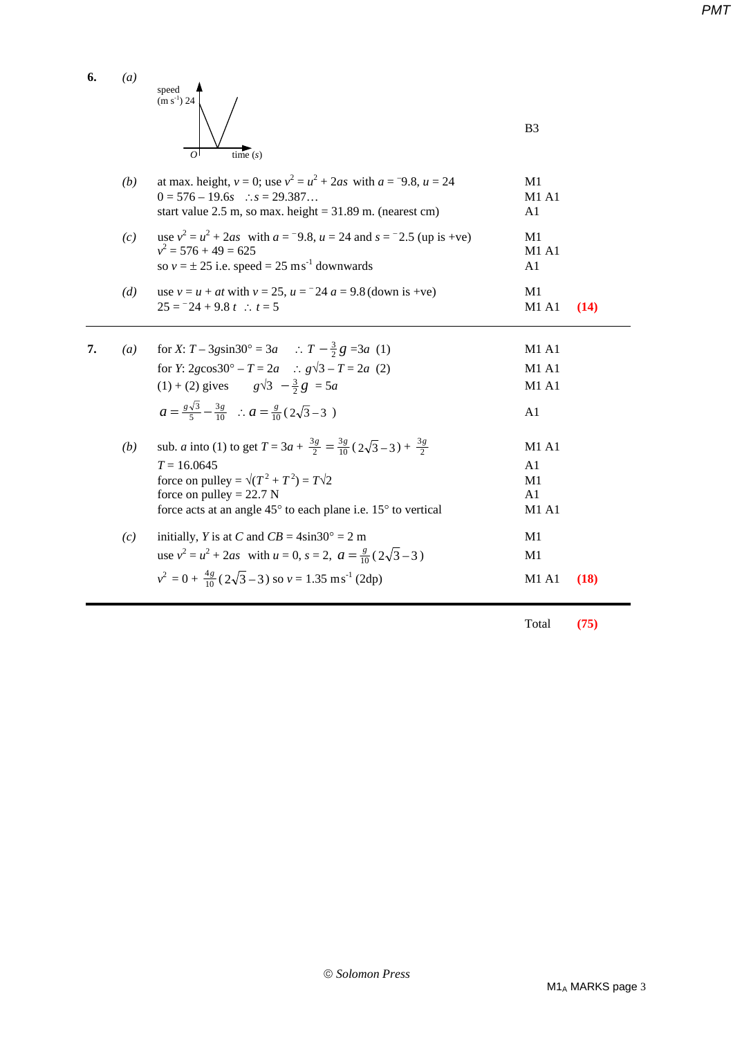| | | | |
|---|---|---|---|
| **6.** | *(a)* | speed (m s$^{-1}$) 24 — graph of speed against time (s), starting at 24 at $O$, decreasing linearly to 0, then increasing linearly | B3 |
| | *(b)* | at max. height, $v = 0$; use $v^2 = u^2 + 2as$ with $a = {}^-9.8$, $u = 24$ | M1 |
| | | $0 = 576 - 19.6s \quad \therefore s = 29.387\ldots$ | M1 A1 |
| | | start value 2.5 m, so max. height = 31.89 m. (nearest cm) | A1 |
| | *(c)* | use $v^2 = u^2 + 2as$ with $a = {}^-9.8$, $u = 24$ and $s = {}^-2.5$ (up is +ve) | M1 |
| | | $v^2 = 576 + 49 = 625$ | M1 A1 |
| | | so $v = \pm 25$ i.e. speed = 25 ms$^{-1}$ downwards | A1 |
| | *(d)* | use $v = u + at$ with $v = 25$, $u = {}^-24$ $a = 9.8$ (down is +ve) | M1 |
| | | $25 = {}^-24 + 9.8\,t \quad \therefore t = 5$ | M1 A1 **(14)** |
| **7.** | *(a)* | for $X$: $T - 3g\sin 30° = 3a \quad \therefore T - \frac{3}{2}g = 3a$ (1) | M1 A1 |
| | | for $Y$: $2g\cos 30° - T = 2a \quad \therefore g\sqrt{3} - T = 2a$ (2) | M1 A1 |
| | | (1) + (2) gives $\quad g\sqrt{3} - \frac{3}{2}g = 5a$ | M1 A1 |
| | | $a = \frac{g\sqrt{3}}{5} - \frac{3g}{10} \quad \therefore a = \frac{g}{10}(2\sqrt{3} - 3)$ | A1 |
| | *(b)* | sub. $a$ into (1) to get $T = 3a + \frac{3g}{2} = \frac{3g}{10}(2\sqrt{3} - 3) + \frac{3g}{2}$ | M1 A1 |
| | | $T = 16.0645$ | A1 |
| | | force on pulley = $\sqrt{(T^2 + T^2)} = T\sqrt{2}$ | M1 |
| | | force on pulley = 22.7 N | A1 |
| | | force acts at an angle 45° to each plane i.e. 15° to vertical | M1 A1 |
| | *(c)* | initially, $Y$ is at $C$ and $CB = 4\sin 30° = 2$ m | M1 |
| | | use $v^2 = u^2 + 2as$ with $u = 0$, $s = 2$, $a = \frac{g}{10}(2\sqrt{3} - 3)$ | M1 |
| | | $v^2 = 0 + \frac{4g}{10}(2\sqrt{3} - 3)$ so $v = 1.35$ ms$^{-1}$ (2dp) | M1 A1 **(18)** |

Total **(75)**

© *Solomon Press*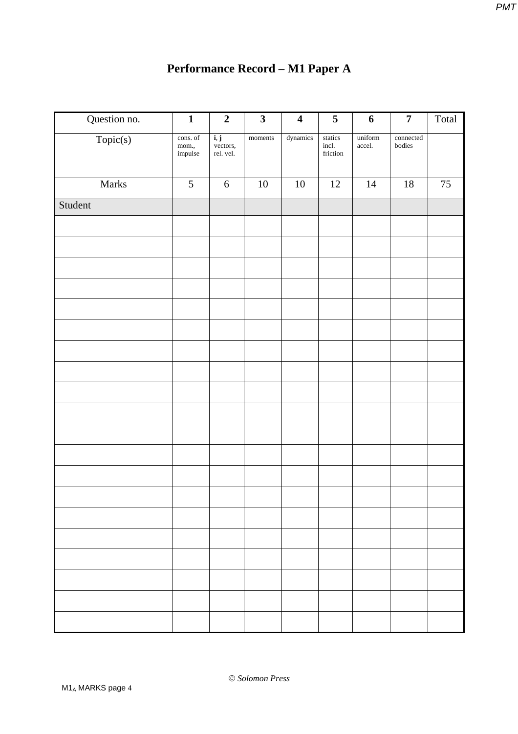# Performance Record – M1 Paper A

| Question no. | 1 | 2 | 3 | 4 | 5 | 6 | 7 | Total |
|---|---|---|---|---|---|---|---|---|
| Topic(s) | cons. of mom., impulse | **i**, **j** vectors, rel. vel. | moments | dynamics | statics incl. friction | uniform accel. | connected bodies | |
| Marks | 5 | 6 | 10 | 10 | 12 | 14 | 18 | 75 |
| Student | | | | | | | | |
| | | | | | | | | |
| | | | | | | | | |
| | | | | | | | | |
| | | | | | | | | |
| | | | | | | | | |
| | | | | | | | | |
| | | | | | | | | |
| | | | | | | | | |
| | | | | | | | | |
| | | | | | | | | |
| | | | | | | | | |
| | | | | | | | | |
| | | | | | | | | |
| | | | | | | | | |
| | | | | | | | | |
| | | | | | | | | |
| | | | | | | | | |
| | | | | | | | | |
| | | | | | | | | |
| | | | | | | | | |

© Solomon Press